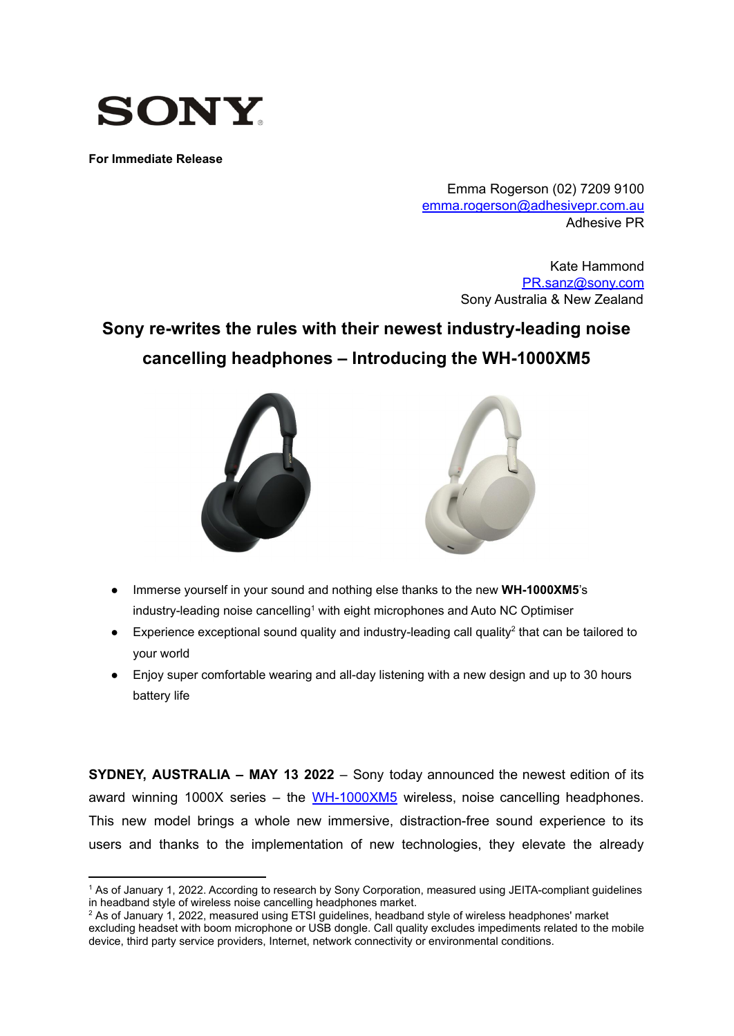**SONY**

**For Immediate Release**

Emma Rogerson (02) 7209 9100
emma.rogerson@adhesivepr.com.au
Adhesive PR

Kate Hammond
PR.sanz@sony.com
Sony Australia & New Zealand

# Sony re-writes the rules with their newest industry-leading noise cancelling headphones – Introducing the WH-1000XM5

- Immerse yourself in your sound and nothing else thanks to the new **WH-1000XM5**'s industry-leading noise cancelling[1] with eight microphones and Auto NC Optimiser
- Experience exceptional sound quality and industry-leading call quality[2] that can be tailored to your world
- Enjoy super comfortable wearing and all-day listening with a new design and up to 30 hours battery life

**SYDNEY, AUSTRALIA – MAY 13 2022** – Sony today announced the newest edition of its award winning 1000X series – the WH-1000XM5 wireless, noise cancelling headphones. This new model brings a whole new immersive, distraction-free sound experience to its users and thanks to the implementation of new technologies, they elevate the already

---

[1] As of January 1, 2022. According to research by Sony Corporation, measured using JEITA-compliant guidelines in headband style of wireless noise cancelling headphones market.

[2] As of January 1, 2022, measured using ETSI guidelines, headband style of wireless headphones' market excluding headset with boom microphone or USB dongle. Call quality excludes impediments related to the mobile device, third party service providers, Internet, network connectivity or environmental conditions.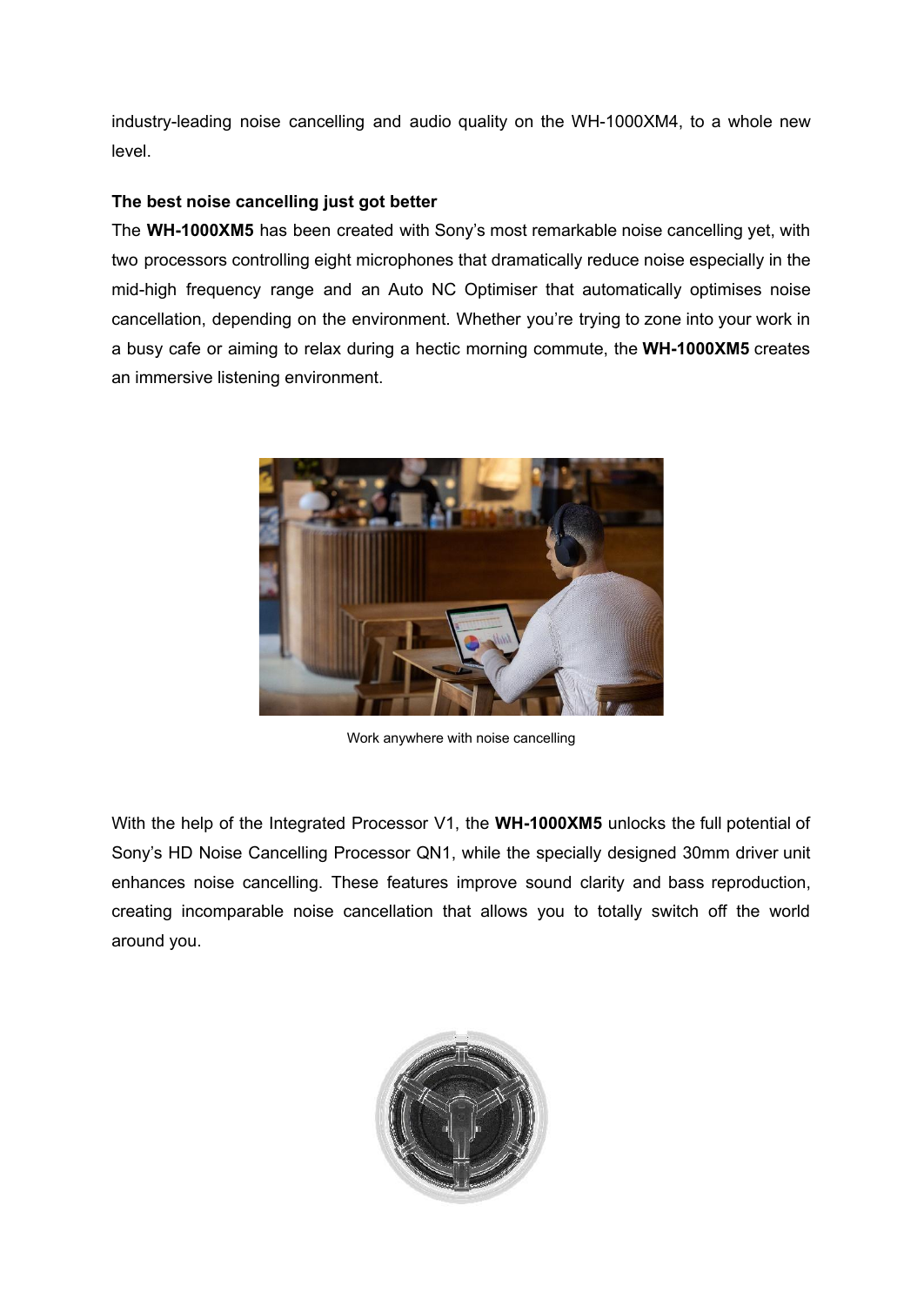industry-leading noise cancelling and audio quality on the WH-1000XM4, to a whole new level.

**The best noise cancelling just got better**

The **WH-1000XM5** has been created with Sony's most remarkable noise cancelling yet, with two processors controlling eight microphones that dramatically reduce noise especially in the mid-high frequency range and an Auto NC Optimiser that automatically optimises noise cancellation, depending on the environment. Whether you're trying to zone into your work in a busy cafe or aiming to relax during a hectic morning commute, the **WH-1000XM5** creates an immersive listening environment.

Work anywhere with noise cancelling

With the help of the Integrated Processor V1, the **WH-1000XM5** unlocks the full potential of Sony's HD Noise Cancelling Processor QN1, while the specially designed 30mm driver unit enhances noise cancelling. These features improve sound clarity and bass reproduction, creating incomparable noise cancellation that allows you to totally switch off the world around you.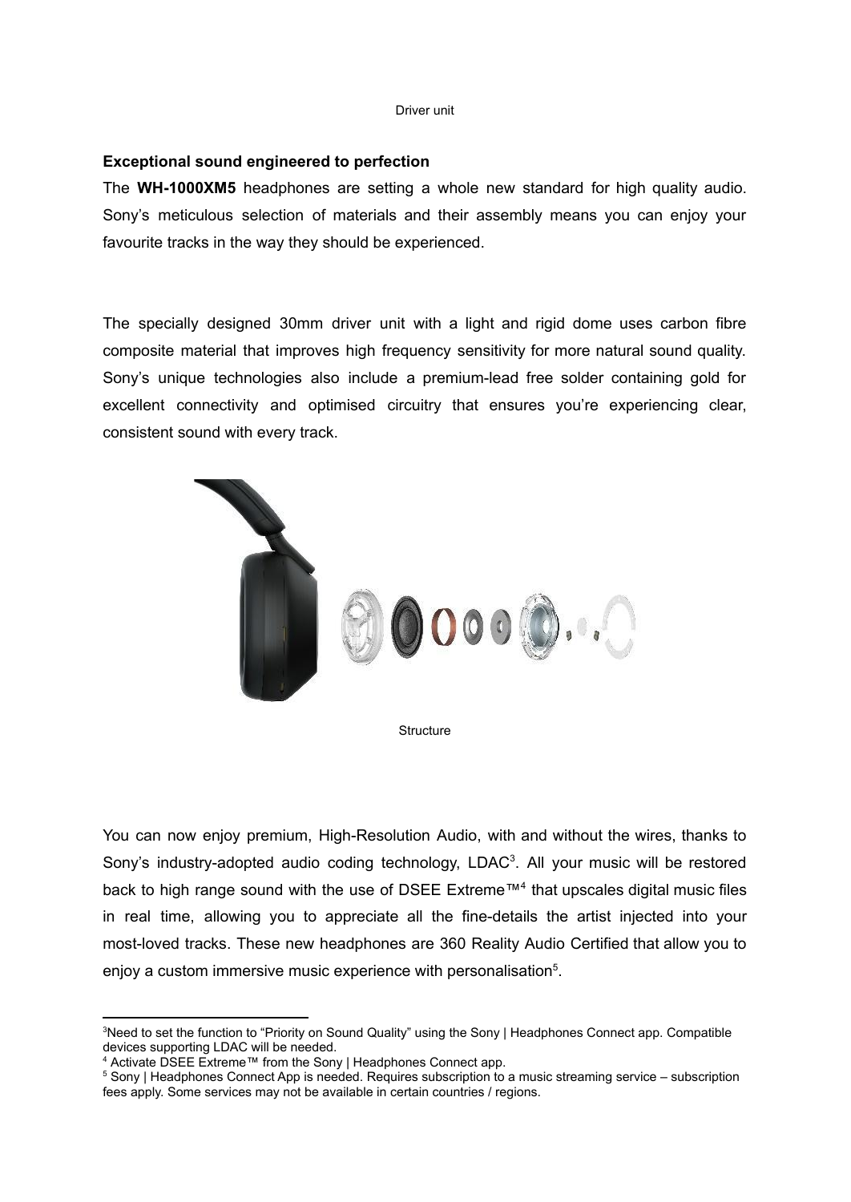Driver unit

**Exceptional sound engineered to perfection**

The **WH-1000XM5** headphones are setting a whole new standard for high quality audio. Sony's meticulous selection of materials and their assembly means you can enjoy your favourite tracks in the way they should be experienced.

The specially designed 30mm driver unit with a light and rigid dome uses carbon fibre composite material that improves high frequency sensitivity for more natural sound quality. Sony's unique technologies also include a premium-lead free solder containing gold for excellent connectivity and optimised circuitry that ensures you're experiencing clear, consistent sound with every track.

Structure

You can now enjoy premium, High-Resolution Audio, with and without the wires, thanks to Sony's industry-adopted audio coding technology, LDAC[3]. All your music will be restored back to high range sound with the use of DSEE Extreme™[4] that upscales digital music files in real time, allowing you to appreciate all the fine-details the artist injected into your most-loved tracks. These new headphones are 360 Reality Audio Certified that allow you to enjoy a custom immersive music experience with personalisation[5].

[3]Need to set the function to "Priority on Sound Quality" using the Sony | Headphones Connect app. Compatible devices supporting LDAC will be needed.

[4] Activate DSEE Extreme™ from the Sony | Headphones Connect app.

[5] Sony | Headphones Connect App is needed. Requires subscription to a music streaming service – subscription fees apply. Some services may not be available in certain countries / regions.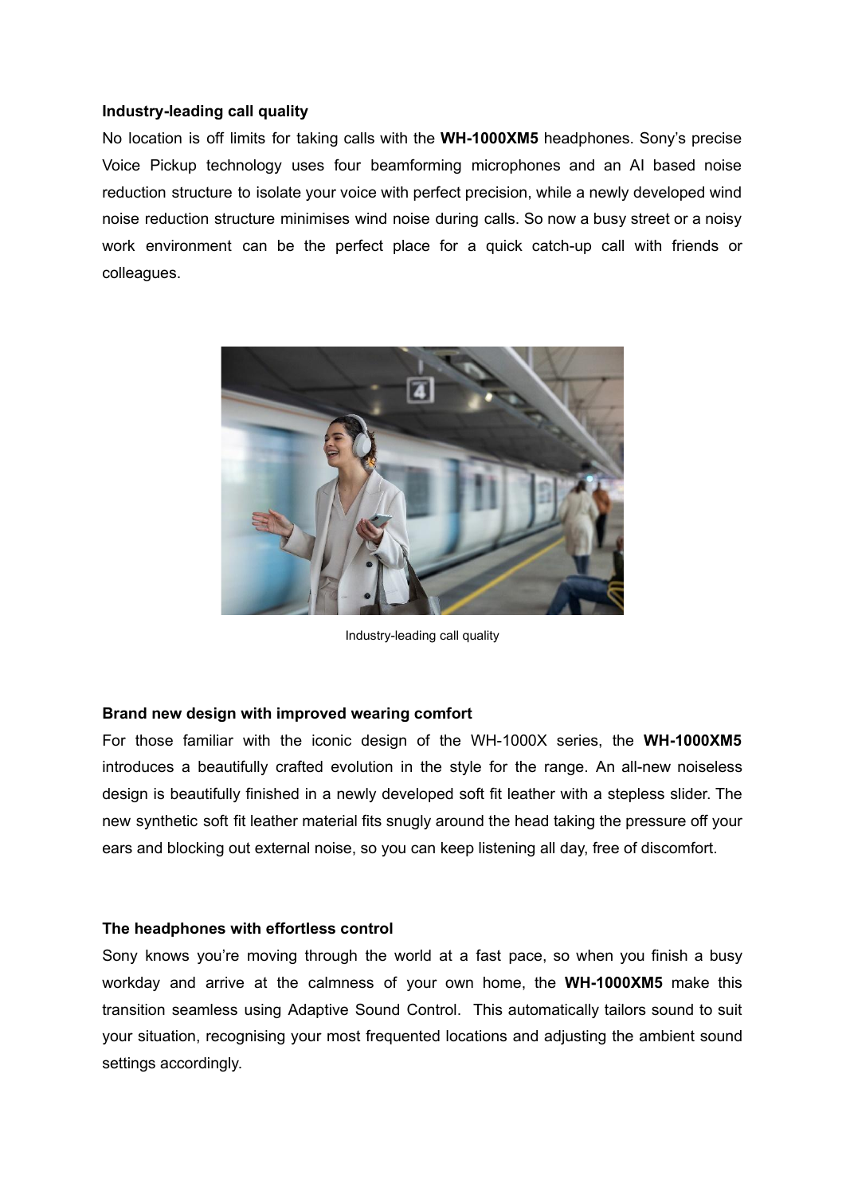**Industry-leading call quality**

No location is off limits for taking calls with the **WH-1000XM5** headphones. Sony's precise Voice Pickup technology uses four beamforming microphones and an AI based noise reduction structure to isolate your voice with perfect precision, while a newly developed wind noise reduction structure minimises wind noise during calls. So now a busy street or a noisy work environment can be the perfect place for a quick catch-up call with friends or colleagues.

Industry-leading call quality

**Brand new design with improved wearing comfort**

For those familiar with the iconic design of the WH-1000X series, the **WH-1000XM5** introduces a beautifully crafted evolution in the style for the range. An all-new noiseless design is beautifully finished in a newly developed soft fit leather with a stepless slider. The new synthetic soft fit leather material fits snugly around the head taking the pressure off your ears and blocking out external noise, so you can keep listening all day, free of discomfort.

**The headphones with effortless control**

Sony knows you're moving through the world at a fast pace, so when you finish a busy workday and arrive at the calmness of your own home, the **WH-1000XM5** make this transition seamless using Adaptive Sound Control. This automatically tailors sound to suit your situation, recognising your most frequented locations and adjusting the ambient sound settings accordingly.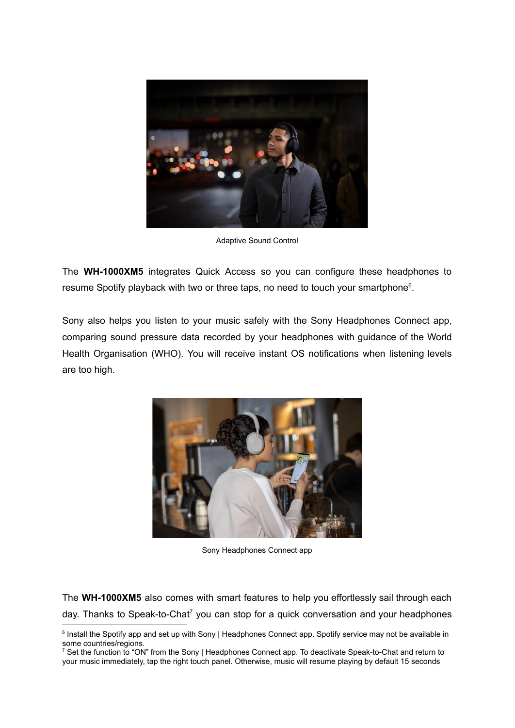Adaptive Sound Control

The **WH-1000XM5** integrates Quick Access so you can configure these headphones to resume Spotify playback with two or three taps, no need to touch your smartphone[6].

Sony also helps you listen to your music safely with the Sony Headphones Connect app, comparing sound pressure data recorded by your headphones with guidance of the World Health Organisation (WHO). You will receive instant OS notifications when listening levels are too high.

Sony Headphones Connect app

The **WH-1000XM5** also comes with smart features to help you effortlessly sail through each day. Thanks to Speak-to-Chat[7] you can stop for a quick conversation and your headphones

[6] Install the Spotify app and set up with Sony | Headphones Connect app. Spotify service may not be available in some countries/regions.

[7] Set the function to "ON" from the Sony | Headphones Connect app. To deactivate Speak-to-Chat and return to your music immediately, tap the right touch panel. Otherwise, music will resume playing by default 15 seconds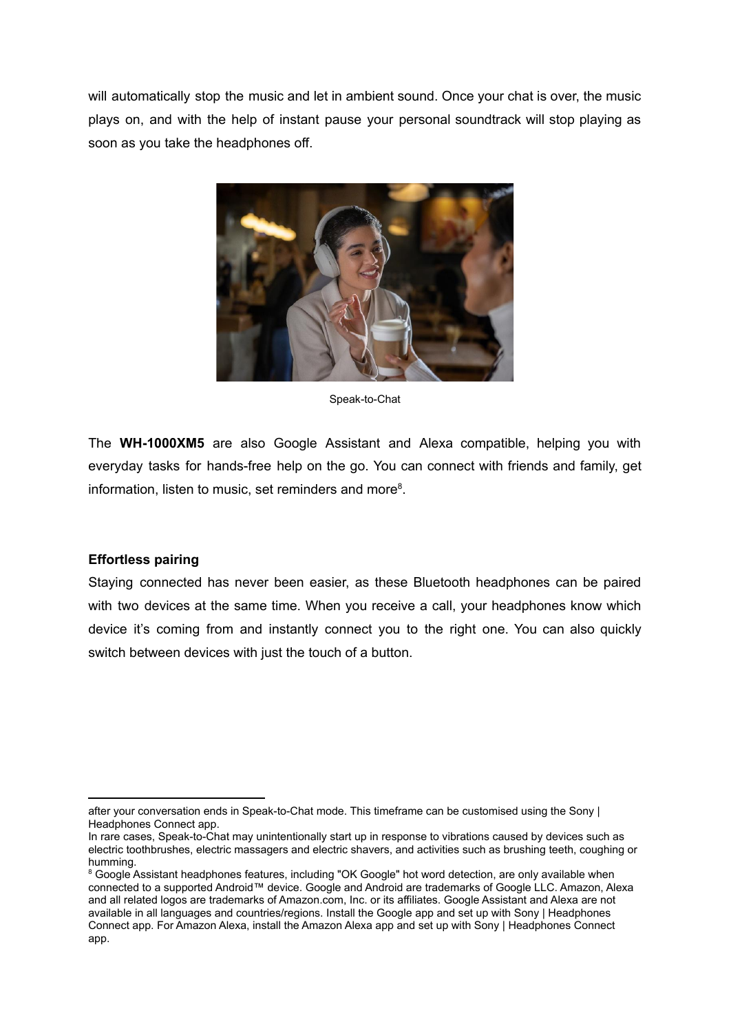will automatically stop the music and let in ambient sound. Once your chat is over, the music plays on, and with the help of instant pause your personal soundtrack will stop playing as soon as you take the headphones off.

Speak-to-Chat

The **WH-1000XM5** are also Google Assistant and Alexa compatible, helping you with everyday tasks for hands-free help on the go. You can connect with friends and family, get information, listen to music, set reminders and more[8].

**Effortless pairing**

Staying connected has never been easier, as these Bluetooth headphones can be paired with two devices at the same time. When you receive a call, your headphones know which device it's coming from and instantly connect you to the right one. You can also quickly switch between devices with just the touch of a button.

---

after your conversation ends in Speak-to-Chat mode. This timeframe can be customised using the Sony | Headphones Connect app.

In rare cases, Speak-to-Chat may unintentionally start up in response to vibrations caused by devices such as electric toothbrushes, electric massagers and electric shavers, and activities such as brushing teeth, coughing or humming.

[8] Google Assistant headphones features, including "OK Google" hot word detection, are only available when connected to a supported Android™ device. Google and Android are trademarks of Google LLC. Amazon, Alexa and all related logos are trademarks of Amazon.com, Inc. or its affiliates. Google Assistant and Alexa are not available in all languages and countries/regions. Install the Google app and set up with Sony | Headphones Connect app. For Amazon Alexa, install the Amazon Alexa app and set up with Sony | Headphones Connect app.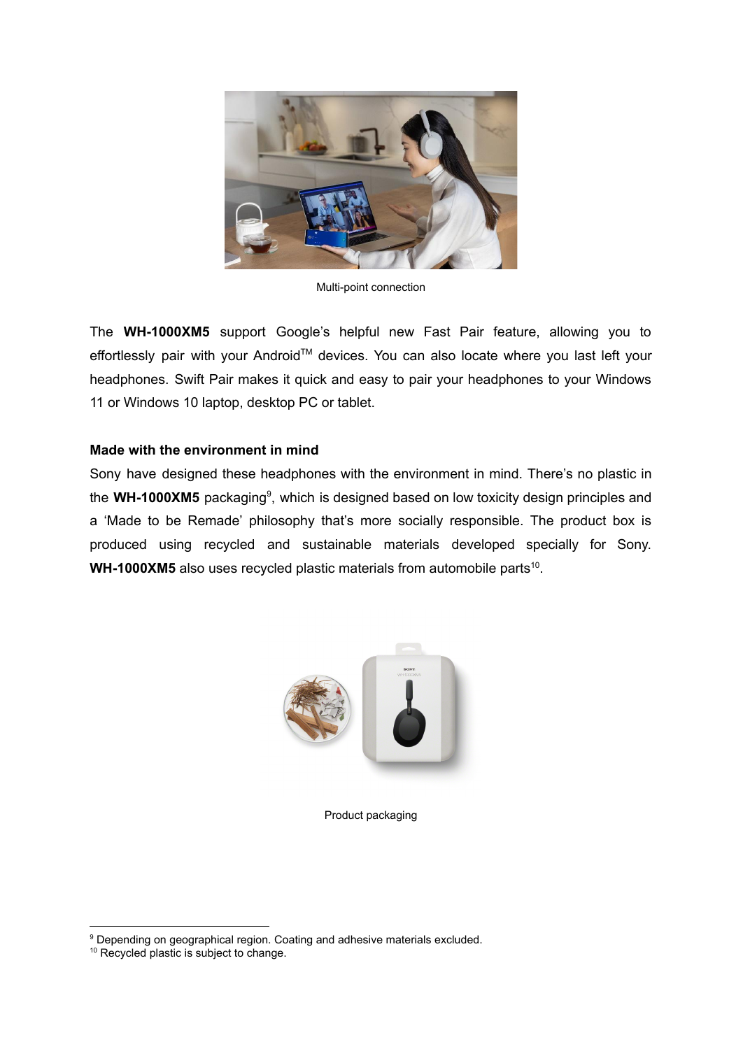Multi-point connection

The **WH-1000XM5** support Google's helpful new Fast Pair feature, allowing you to effortlessly pair with your Android™ devices. You can also locate where you last left your headphones. Swift Pair makes it quick and easy to pair your headphones to your Windows 11 or Windows 10 laptop, desktop PC or tablet.

**Made with the environment in mind**

Sony have designed these headphones with the environment in mind. There's no plastic in the **WH-1000XM5** packaging[9], which is designed based on low toxicity design principles and a 'Made to be Remade' philosophy that's more socially responsible. The product box is produced using recycled and sustainable materials developed specially for Sony. **WH-1000XM5** also uses recycled plastic materials from automobile parts[10].

Product packaging

---

[9] Depending on geographical region. Coating and adhesive materials excluded.

[10] Recycled plastic is subject to change.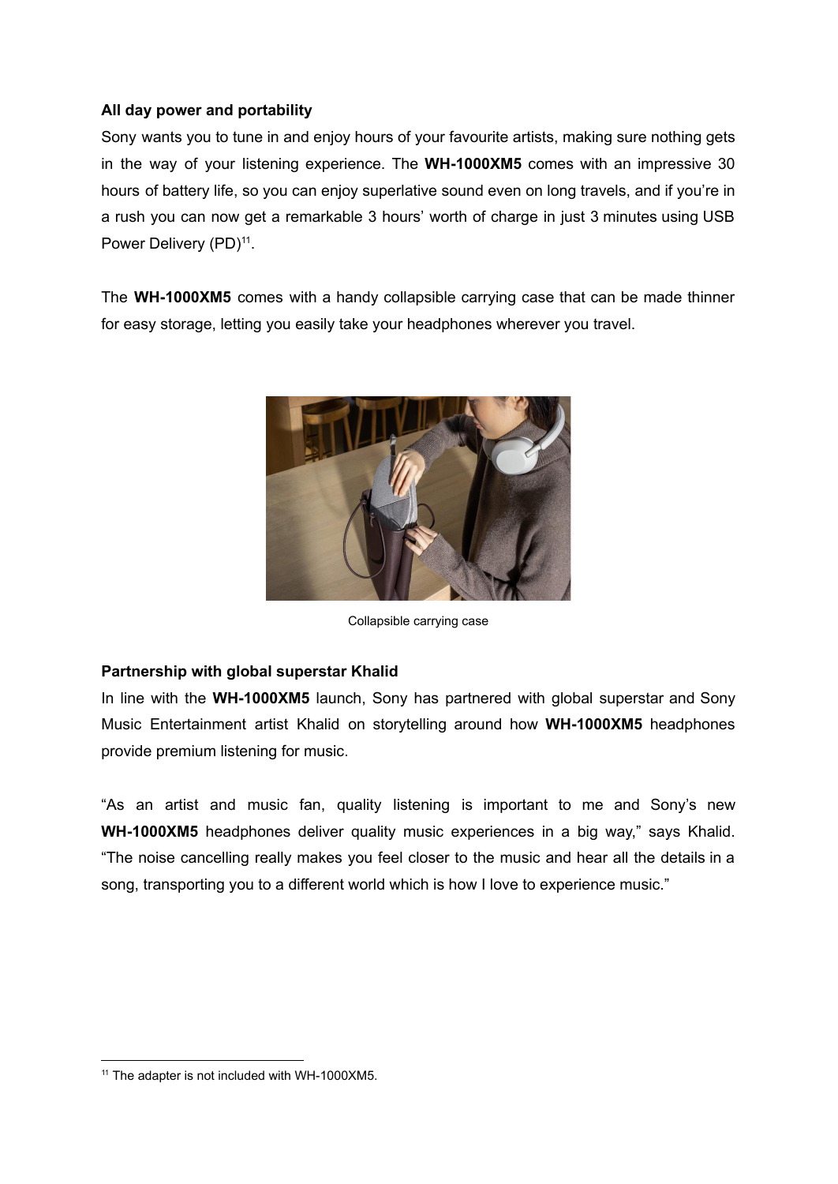**All day power and portability**

Sony wants you to tune in and enjoy hours of your favourite artists, making sure nothing gets in the way of your listening experience. The **WH-1000XM5** comes with an impressive 30 hours of battery life, so you can enjoy superlative sound even on long travels, and if you're in a rush you can now get a remarkable 3 hours' worth of charge in just 3 minutes using USB Power Delivery (PD)[11].

The **WH-1000XM5** comes with a handy collapsible carrying case that can be made thinner for easy storage, letting you easily take your headphones wherever you travel.

Collapsible carrying case

**Partnership with global superstar Khalid**

In line with the **WH-1000XM5** launch, Sony has partnered with global superstar and Sony Music Entertainment artist Khalid on storytelling around how **WH-1000XM5** headphones provide premium listening for music.

"As an artist and music fan, quality listening is important to me and Sony's new **WH-1000XM5** headphones deliver quality music experiences in a big way," says Khalid. "The noise cancelling really makes you feel closer to the music and hear all the details in a song, transporting you to a different world which is how I love to experience music."

[11] The adapter is not included with WH-1000XM5.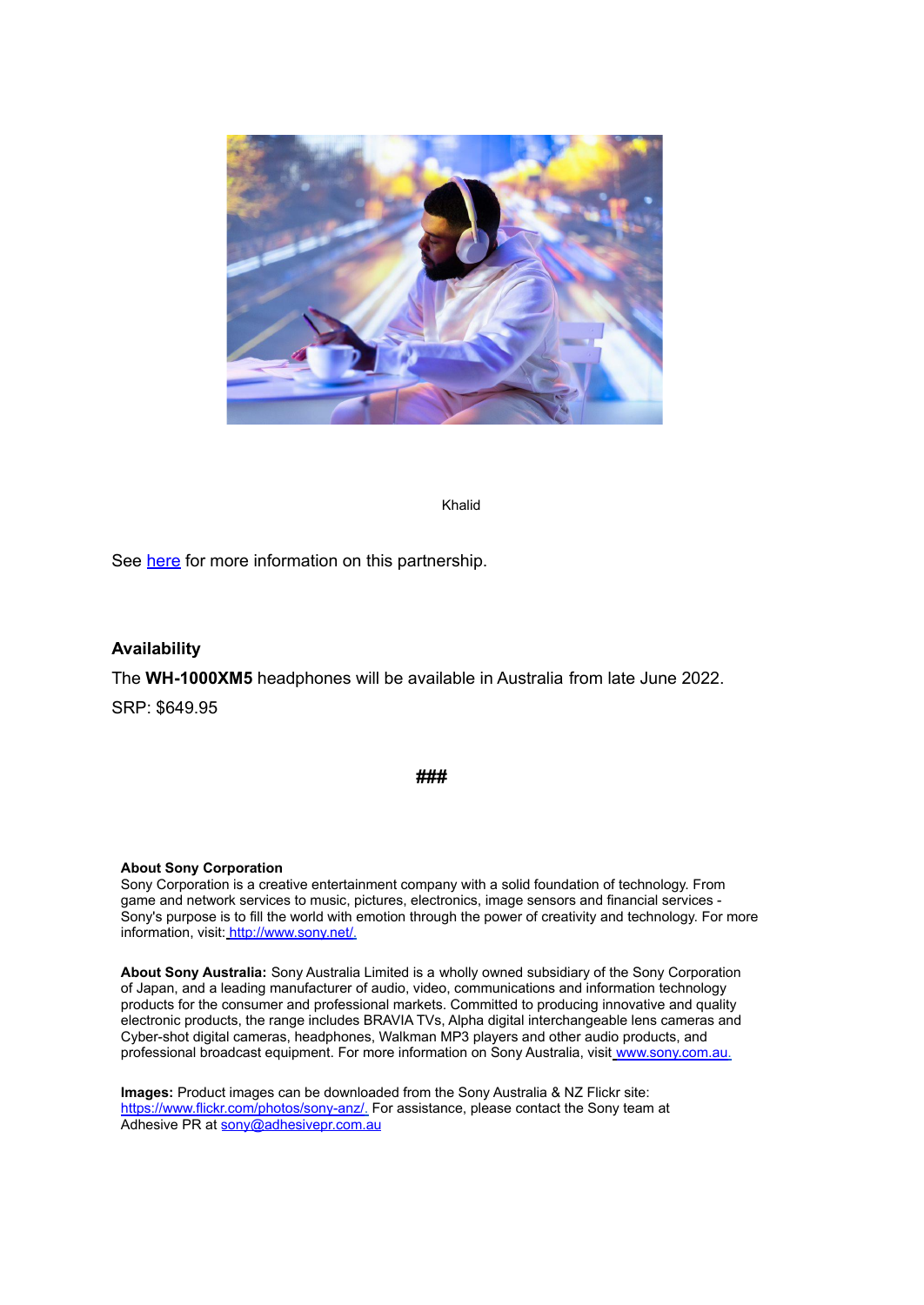Khalid

See here for more information on this partnership.

**Availability**

The **WH-1000XM5** headphones will be available in Australia from late June 2022.

SRP: $649.95

**###**

**About Sony Corporation**
Sony Corporation is a creative entertainment company with a solid foundation of technology. From game and network services to music, pictures, electronics, image sensors and financial services - Sony's purpose is to fill the world with emotion through the power of creativity and technology. For more information, visit: http://www.sony.net/.

**About Sony Australia:** Sony Australia Limited is a wholly owned subsidiary of the Sony Corporation of Japan, and a leading manufacturer of audio, video, communications and information technology products for the consumer and professional markets. Committed to producing innovative and quality electronic products, the range includes BRAVIA TVs, Alpha digital interchangeable lens cameras and Cyber-shot digital cameras, headphones, Walkman MP3 players and other audio products, and professional broadcast equipment. For more information on Sony Australia, visit www.sony.com.au.

**Images:** Product images can be downloaded from the Sony Australia & NZ Flickr site: https://www.flickr.com/photos/sony-anz/. For assistance, please contact the Sony team at Adhesive PR at sony@adhesivepr.com.au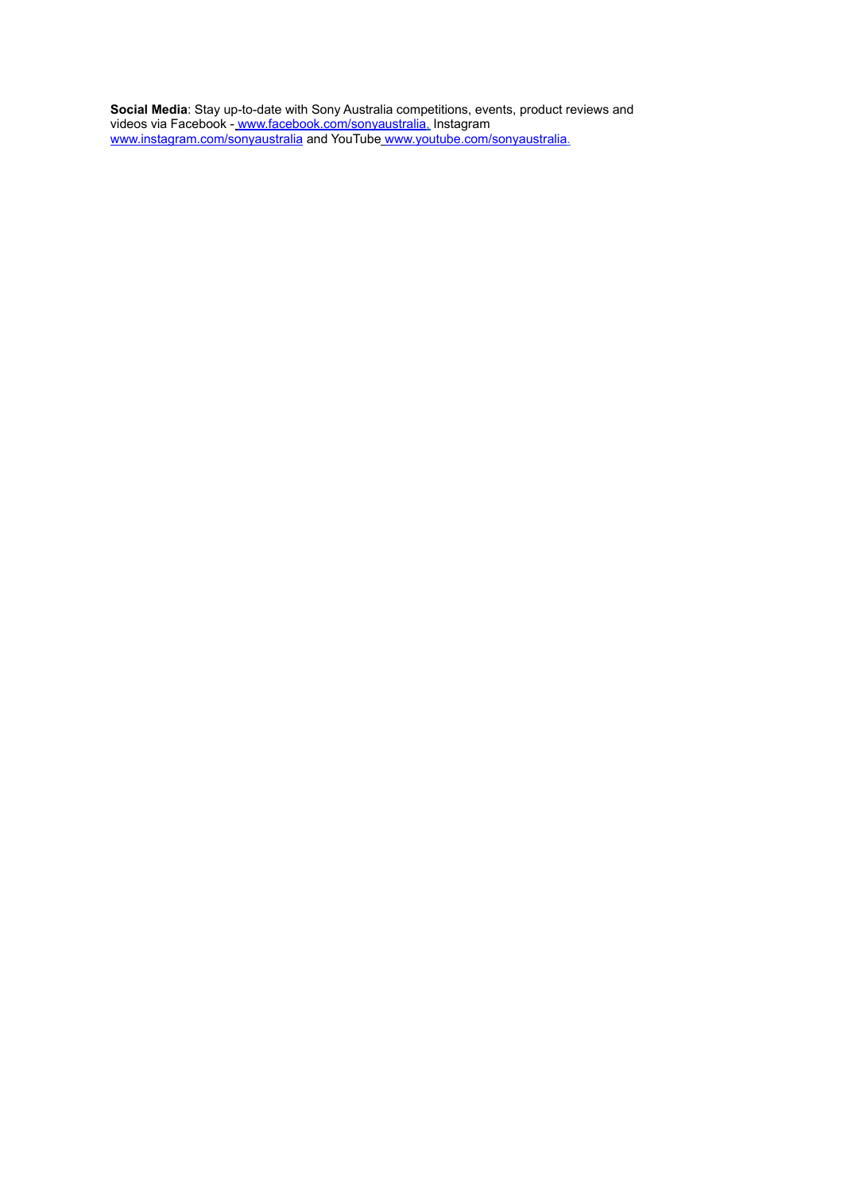**Social Media**: Stay up-to-date with Sony Australia competitions, events, product reviews and videos via Facebook - www.facebook.com/sonyaustralia, Instagram www.instagram.com/sonyaustralia and YouTube www.youtube.com/sonyaustralia.